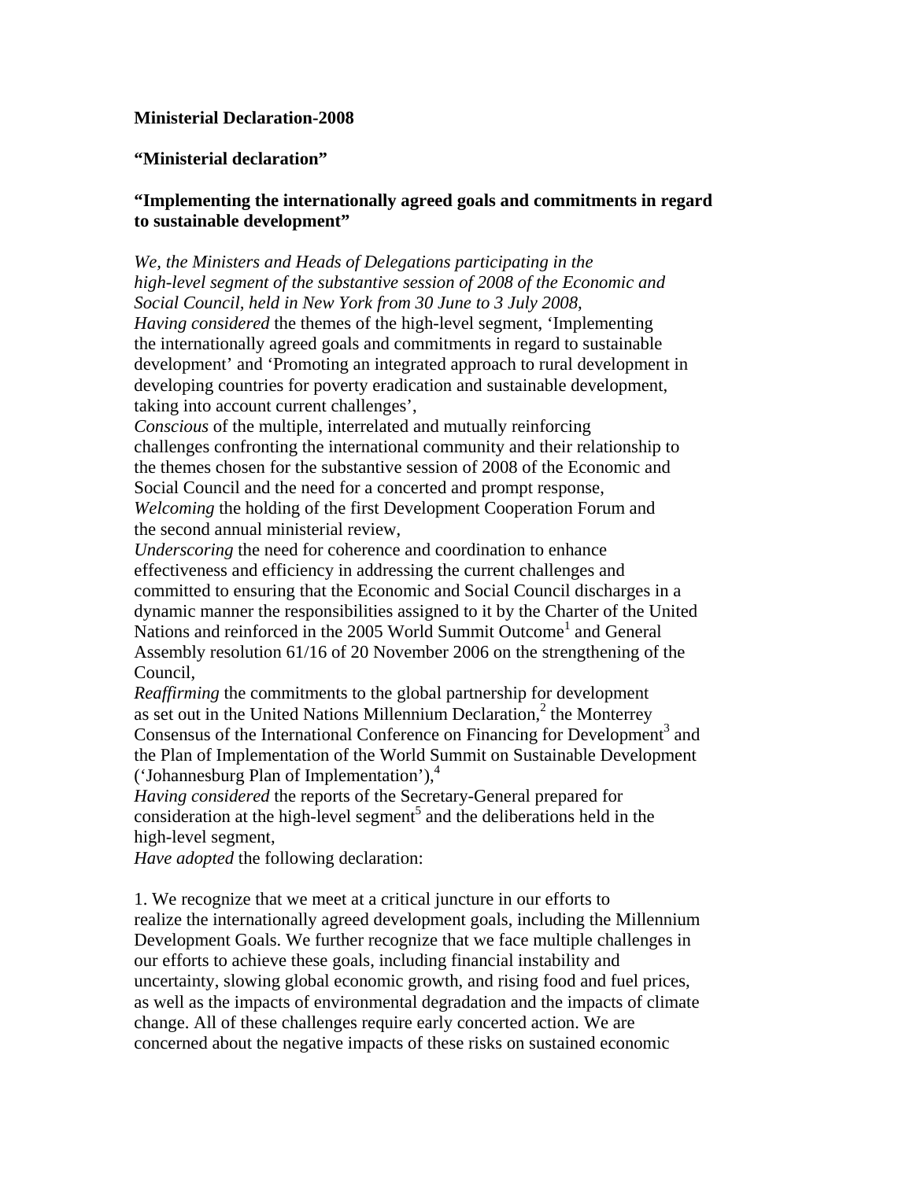**Ministerial Declaration-2008**

**“Ministerial declaration”**

**“Implementing the internationally agreed goals and commitments in regard to sustainable development”**

*We, the Ministers and Heads of Delegations participating in the high-level segment of the substantive session of 2008 of the Economic and Social Council, held in New York from 30 June to 3 July 2008,*

*Having considered* the themes of the high-level segment, ‘Implementing the internationally agreed goals and commitments in regard to sustainable development’ and ‘Promoting an integrated approach to rural development in developing countries for poverty eradication and sustainable development, taking into account current challenges’,

*Conscious* of the multiple, interrelated and mutually reinforcing challenges confronting the international community and their relationship to the themes chosen for the substantive session of 2008 of the Economic and Social Council and the need for a concerted and prompt response,

*Welcoming* the holding of the first Development Cooperation Forum and the second annual ministerial review,

*Underscoring* the need for coherence and coordination to enhance effectiveness and efficiency in addressing the current challenges and committed to ensuring that the Economic and Social Council discharges in a dynamic manner the responsibilities assigned to it by the Charter of the United Nations and reinforced in the 2005 World Summit Outcome[1] and General Assembly resolution 61/16 of 20 November 2006 on the strengthening of the Council,

*Reaffirming* the commitments to the global partnership for development as set out in the United Nations Millennium Declaration,[2] the Monterrey Consensus of the International Conference on Financing for Development[3] and the Plan of Implementation of the World Summit on Sustainable Development (‘Johannesburg Plan of Implementation’),[4]

*Having considered* the reports of the Secretary-General prepared for consideration at the high-level segment[5] and the deliberations held in the high-level segment,

*Have adopted* the following declaration:

1. We recognize that we meet at a critical juncture in our efforts to realize the internationally agreed development goals, including the Millennium Development Goals. We further recognize that we face multiple challenges in our efforts to achieve these goals, including financial instability and uncertainty, slowing global economic growth, and rising food and fuel prices, as well as the impacts of environmental degradation and the impacts of climate change. All of these challenges require early concerted action. We are concerned about the negative impacts of these risks on sustained economic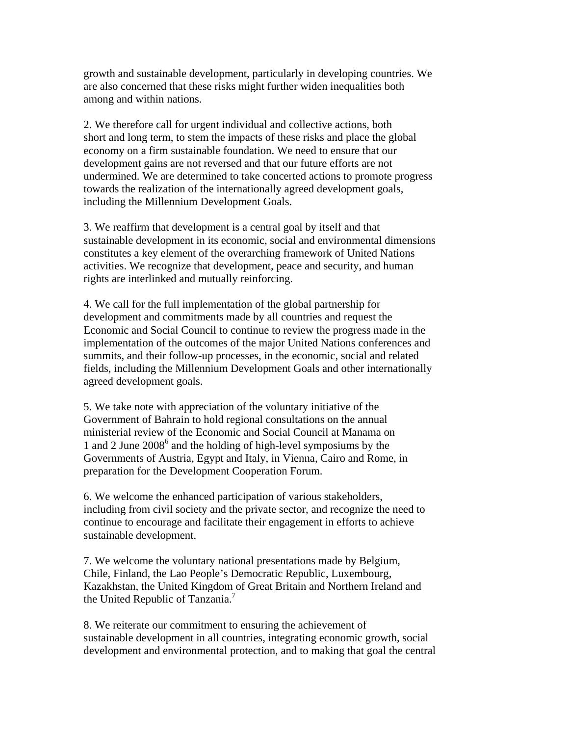growth and sustainable development, particularly in developing countries. We are also concerned that these risks might further widen inequalities both among and within nations.

2. We therefore call for urgent individual and collective actions, both short and long term, to stem the impacts of these risks and place the global economy on a firm sustainable foundation. We need to ensure that our development gains are not reversed and that our future efforts are not undermined. We are determined to take concerted actions to promote progress towards the realization of the internationally agreed development goals, including the Millennium Development Goals.

3. We reaffirm that development is a central goal by itself and that sustainable development in its economic, social and environmental dimensions constitutes a key element of the overarching framework of United Nations activities. We recognize that development, peace and security, and human rights are interlinked and mutually reinforcing.

4. We call for the full implementation of the global partnership for development and commitments made by all countries and request the Economic and Social Council to continue to review the progress made in the implementation of the outcomes of the major United Nations conferences and summits, and their follow-up processes, in the economic, social and related fields, including the Millennium Development Goals and other internationally agreed development goals.

5. We take note with appreciation of the voluntary initiative of the Government of Bahrain to hold regional consultations on the annual ministerial review of the Economic and Social Council at Manama on 1 and 2 June 2008[6] and the holding of high-level symposiums by the Governments of Austria, Egypt and Italy, in Vienna, Cairo and Rome, in preparation for the Development Cooperation Forum.

6. We welcome the enhanced participation of various stakeholders, including from civil society and the private sector, and recognize the need to continue to encourage and facilitate their engagement in efforts to achieve sustainable development.

7. We welcome the voluntary national presentations made by Belgium, Chile, Finland, the Lao People's Democratic Republic, Luxembourg, Kazakhstan, the United Kingdom of Great Britain and Northern Ireland and the United Republic of Tanzania.[7]

8. We reiterate our commitment to ensuring the achievement of sustainable development in all countries, integrating economic growth, social development and environmental protection, and to making that goal the central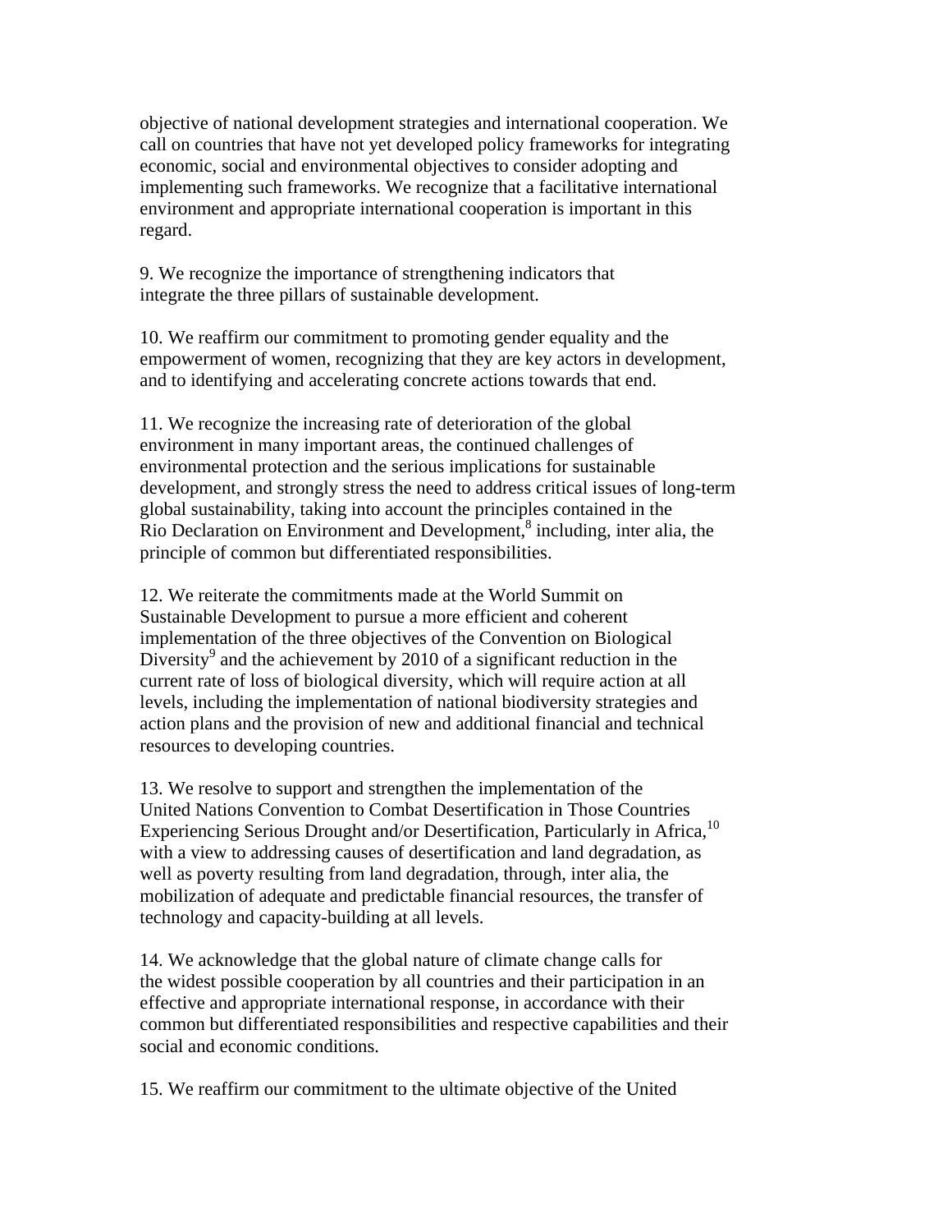objective of national development strategies and international cooperation. We call on countries that have not yet developed policy frameworks for integrating economic, social and environmental objectives to consider adopting and implementing such frameworks. We recognize that a facilitative international environment and appropriate international cooperation is important in this regard.

9. We recognize the importance of strengthening indicators that integrate the three pillars of sustainable development.

10. We reaffirm our commitment to promoting gender equality and the empowerment of women, recognizing that they are key actors in development, and to identifying and accelerating concrete actions towards that end.

11. We recognize the increasing rate of deterioration of the global environment in many important areas, the continued challenges of environmental protection and the serious implications for sustainable development, and strongly stress the need to address critical issues of long-term global sustainability, taking into account the principles contained in the Rio Declaration on Environment and Development,[8] including, inter alia, the principle of common but differentiated responsibilities.

12. We reiterate the commitments made at the World Summit on Sustainable Development to pursue a more efficient and coherent implementation of the three objectives of the Convention on Biological Diversity[9] and the achievement by 2010 of a significant reduction in the current rate of loss of biological diversity, which will require action at all levels, including the implementation of national biodiversity strategies and action plans and the provision of new and additional financial and technical resources to developing countries.

13. We resolve to support and strengthen the implementation of the United Nations Convention to Combat Desertification in Those Countries Experiencing Serious Drought and/or Desertification, Particularly in Africa,[10] with a view to addressing causes of desertification and land degradation, as well as poverty resulting from land degradation, through, inter alia, the mobilization of adequate and predictable financial resources, the transfer of technology and capacity-building at all levels.

14. We acknowledge that the global nature of climate change calls for the widest possible cooperation by all countries and their participation in an effective and appropriate international response, in accordance with their common but differentiated responsibilities and respective capabilities and their social and economic conditions.

15. We reaffirm our commitment to the ultimate objective of the United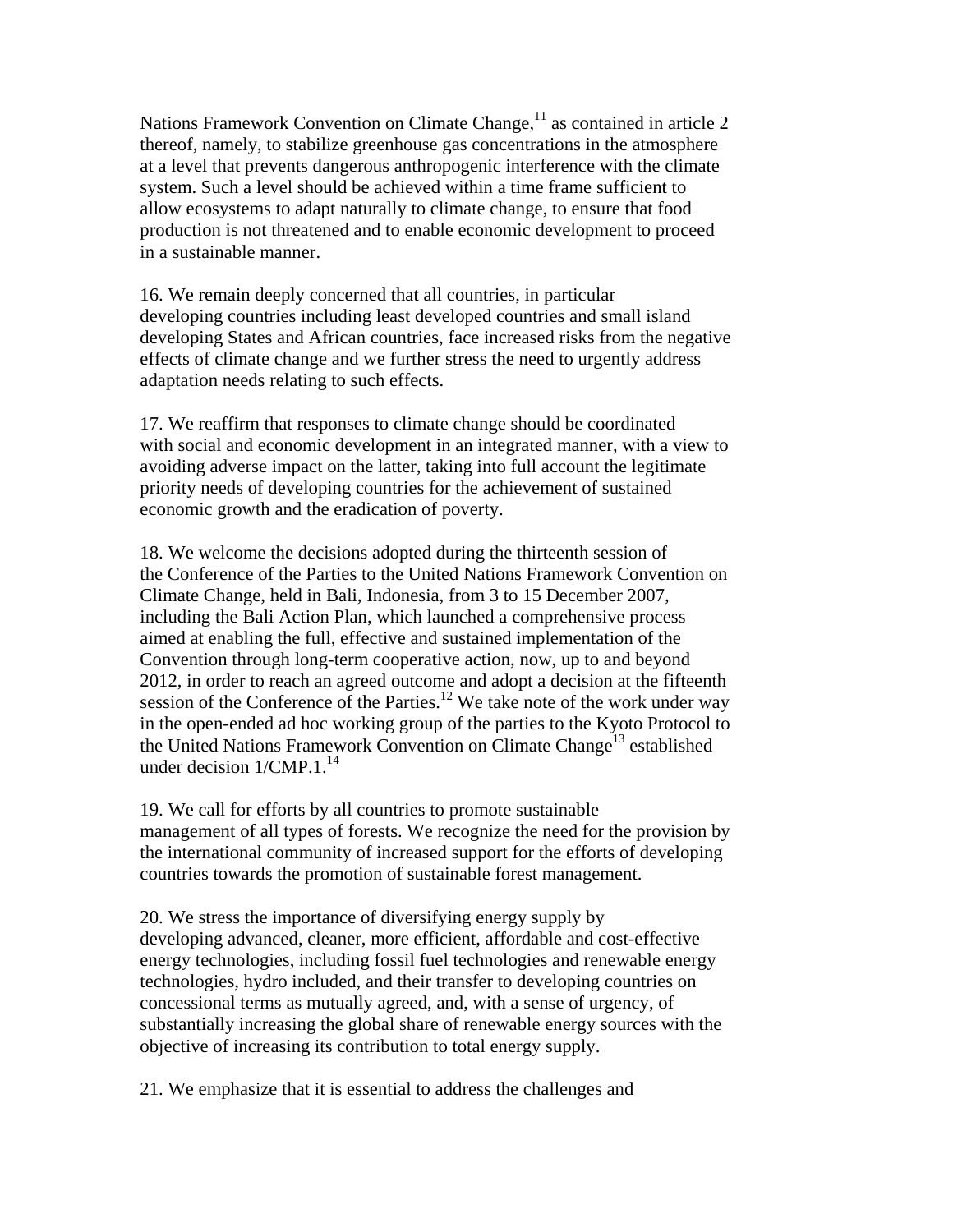Nations Framework Convention on Climate Change,[11] as contained in article 2 thereof, namely, to stabilize greenhouse gas concentrations in the atmosphere at a level that prevents dangerous anthropogenic interference with the climate system. Such a level should be achieved within a time frame sufficient to allow ecosystems to adapt naturally to climate change, to ensure that food production is not threatened and to enable economic development to proceed in a sustainable manner.

16. We remain deeply concerned that all countries, in particular developing countries including least developed countries and small island developing States and African countries, face increased risks from the negative effects of climate change and we further stress the need to urgently address adaptation needs relating to such effects.

17. We reaffirm that responses to climate change should be coordinated with social and economic development in an integrated manner, with a view to avoiding adverse impact on the latter, taking into full account the legitimate priority needs of developing countries for the achievement of sustained economic growth and the eradication of poverty.

18. We welcome the decisions adopted during the thirteenth session of the Conference of the Parties to the United Nations Framework Convention on Climate Change, held in Bali, Indonesia, from 3 to 15 December 2007, including the Bali Action Plan, which launched a comprehensive process aimed at enabling the full, effective and sustained implementation of the Convention through long-term cooperative action, now, up to and beyond 2012, in order to reach an agreed outcome and adopt a decision at the fifteenth session of the Conference of the Parties.[12] We take note of the work under way in the open-ended ad hoc working group of the parties to the Kyoto Protocol to the United Nations Framework Convention on Climate Change[13] established under decision 1/CMP.1.[14]

19. We call for efforts by all countries to promote sustainable management of all types of forests. We recognize the need for the provision by the international community of increased support for the efforts of developing countries towards the promotion of sustainable forest management.

20. We stress the importance of diversifying energy supply by developing advanced, cleaner, more efficient, affordable and cost-effective energy technologies, including fossil fuel technologies and renewable energy technologies, hydro included, and their transfer to developing countries on concessional terms as mutually agreed, and, with a sense of urgency, of substantially increasing the global share of renewable energy sources with the objective of increasing its contribution to total energy supply.

21. We emphasize that it is essential to address the challenges and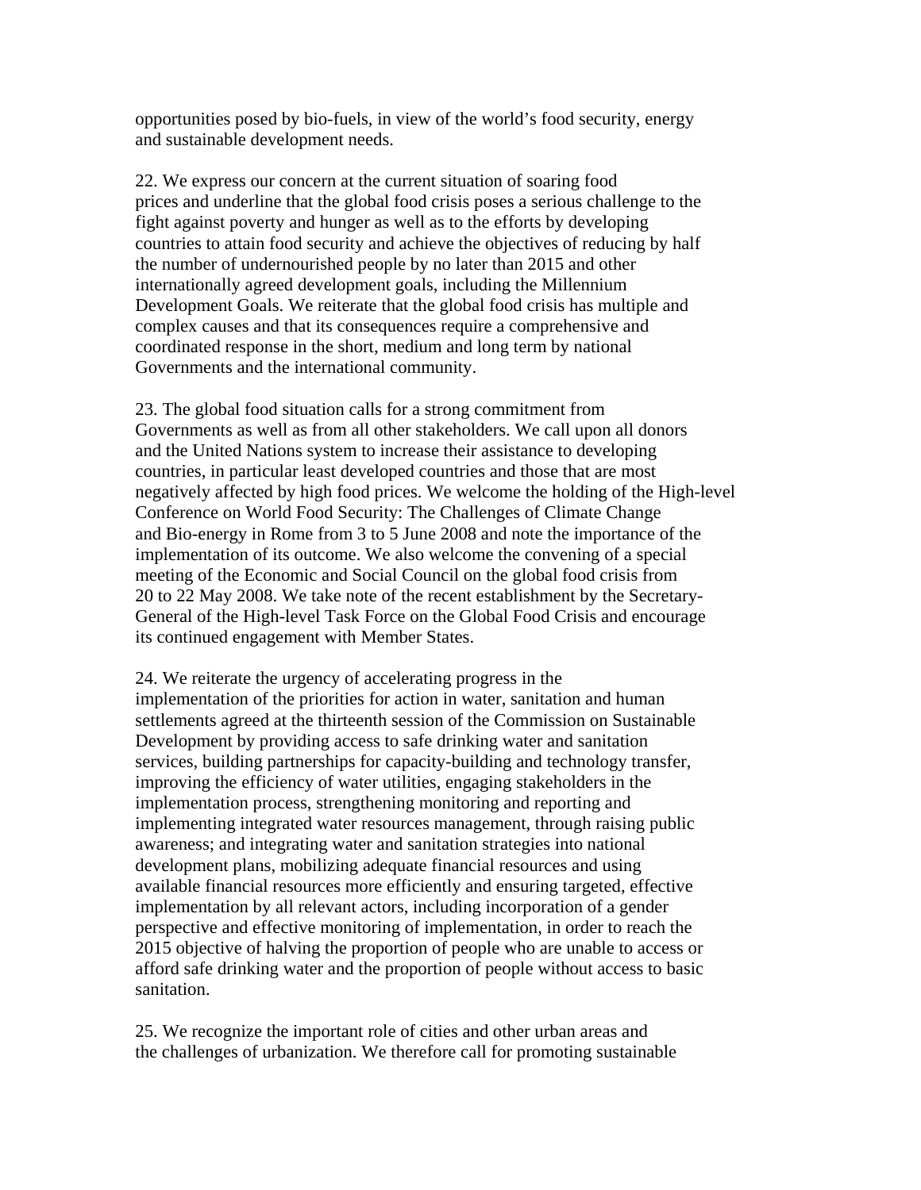opportunities posed by bio-fuels, in view of the world's food security, energy and sustainable development needs.

22. We express our concern at the current situation of soaring food prices and underline that the global food crisis poses a serious challenge to the fight against poverty and hunger as well as to the efforts by developing countries to attain food security and achieve the objectives of reducing by half the number of undernourished people by no later than 2015 and other internationally agreed development goals, including the Millennium Development Goals. We reiterate that the global food crisis has multiple and complex causes and that its consequences require a comprehensive and coordinated response in the short, medium and long term by national Governments and the international community.

23. The global food situation calls for a strong commitment from Governments as well as from all other stakeholders. We call upon all donors and the United Nations system to increase their assistance to developing countries, in particular least developed countries and those that are most negatively affected by high food prices. We welcome the holding of the High-level Conference on World Food Security: The Challenges of Climate Change and Bio-energy in Rome from 3 to 5 June 2008 and note the importance of the implementation of its outcome. We also welcome the convening of a special meeting of the Economic and Social Council on the global food crisis from 20 to 22 May 2008. We take note of the recent establishment by the Secretary-General of the High-level Task Force on the Global Food Crisis and encourage its continued engagement with Member States.

24. We reiterate the urgency of accelerating progress in the implementation of the priorities for action in water, sanitation and human settlements agreed at the thirteenth session of the Commission on Sustainable Development by providing access to safe drinking water and sanitation services, building partnerships for capacity-building and technology transfer, improving the efficiency of water utilities, engaging stakeholders in the implementation process, strengthening monitoring and reporting and implementing integrated water resources management, through raising public awareness; and integrating water and sanitation strategies into national development plans, mobilizing adequate financial resources and using available financial resources more efficiently and ensuring targeted, effective implementation by all relevant actors, including incorporation of a gender perspective and effective monitoring of implementation, in order to reach the 2015 objective of halving the proportion of people who are unable to access or afford safe drinking water and the proportion of people without access to basic sanitation.

25. We recognize the important role of cities and other urban areas and the challenges of urbanization. We therefore call for promoting sustainable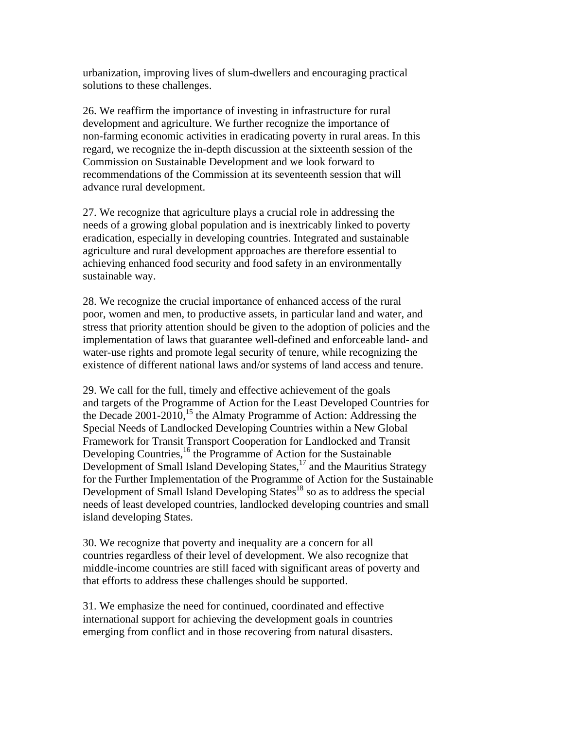urbanization, improving lives of slum-dwellers and encouraging practical solutions to these challenges.

26. We reaffirm the importance of investing in infrastructure for rural development and agriculture. We further recognize the importance of non-farming economic activities in eradicating poverty in rural areas. In this regard, we recognize the in-depth discussion at the sixteenth session of the Commission on Sustainable Development and we look forward to recommendations of the Commission at its seventeenth session that will advance rural development.

27. We recognize that agriculture plays a crucial role in addressing the needs of a growing global population and is inextricably linked to poverty eradication, especially in developing countries. Integrated and sustainable agriculture and rural development approaches are therefore essential to achieving enhanced food security and food safety in an environmentally sustainable way.

28. We recognize the crucial importance of enhanced access of the rural poor, women and men, to productive assets, in particular land and water, and stress that priority attention should be given to the adoption of policies and the implementation of laws that guarantee well-defined and enforceable land- and water-use rights and promote legal security of tenure, while recognizing the existence of different national laws and/or systems of land access and tenure.

29. We call for the full, timely and effective achievement of the goals and targets of the Programme of Action for the Least Developed Countries for the Decade 2001-2010,[15] the Almaty Programme of Action: Addressing the Special Needs of Landlocked Developing Countries within a New Global Framework for Transit Transport Cooperation for Landlocked and Transit Developing Countries,[16] the Programme of Action for the Sustainable Development of Small Island Developing States,[17] and the Mauritius Strategy for the Further Implementation of the Programme of Action for the Sustainable Development of Small Island Developing States[18] so as to address the special needs of least developed countries, landlocked developing countries and small island developing States.

30. We recognize that poverty and inequality are a concern for all countries regardless of their level of development. We also recognize that middle-income countries are still faced with significant areas of poverty and that efforts to address these challenges should be supported.

31. We emphasize the need for continued, coordinated and effective international support for achieving the development goals in countries emerging from conflict and in those recovering from natural disasters.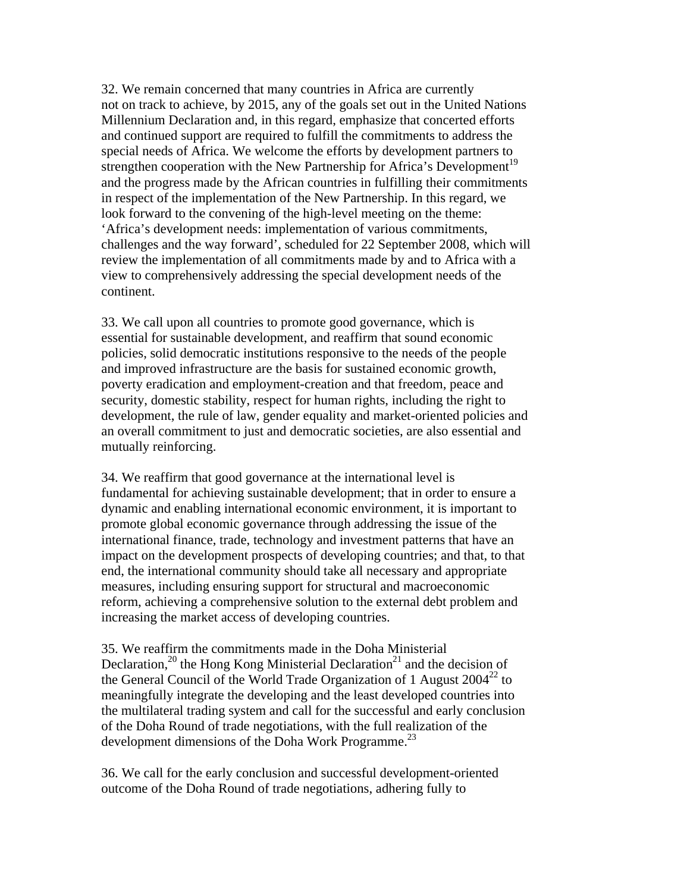32. We remain concerned that many countries in Africa are currently not on track to achieve, by 2015, any of the goals set out in the United Nations Millennium Declaration and, in this regard, emphasize that concerted efforts and continued support are required to fulfill the commitments to address the special needs of Africa. We welcome the efforts by development partners to strengthen cooperation with the New Partnership for Africa's Development[19] and the progress made by the African countries in fulfilling their commitments in respect of the implementation of the New Partnership. In this regard, we look forward to the convening of the high-level meeting on the theme: 'Africa's development needs: implementation of various commitments, challenges and the way forward', scheduled for 22 September 2008, which will review the implementation of all commitments made by and to Africa with a view to comprehensively addressing the special development needs of the continent.

33. We call upon all countries to promote good governance, which is essential for sustainable development, and reaffirm that sound economic policies, solid democratic institutions responsive to the needs of the people and improved infrastructure are the basis for sustained economic growth, poverty eradication and employment-creation and that freedom, peace and security, domestic stability, respect for human rights, including the right to development, the rule of law, gender equality and market-oriented policies and an overall commitment to just and democratic societies, are also essential and mutually reinforcing.

34. We reaffirm that good governance at the international level is fundamental for achieving sustainable development; that in order to ensure a dynamic and enabling international economic environment, it is important to promote global economic governance through addressing the issue of the international finance, trade, technology and investment patterns that have an impact on the development prospects of developing countries; and that, to that end, the international community should take all necessary and appropriate measures, including ensuring support for structural and macroeconomic reform, achieving a comprehensive solution to the external debt problem and increasing the market access of developing countries.

35. We reaffirm the commitments made in the Doha Ministerial Declaration,[20] the Hong Kong Ministerial Declaration[21] and the decision of the General Council of the World Trade Organization of 1 August 2004[22] to meaningfully integrate the developing and the least developed countries into the multilateral trading system and call for the successful and early conclusion of the Doha Round of trade negotiations, with the full realization of the development dimensions of the Doha Work Programme.[23]

36. We call for the early conclusion and successful development-oriented outcome of the Doha Round of trade negotiations, adhering fully to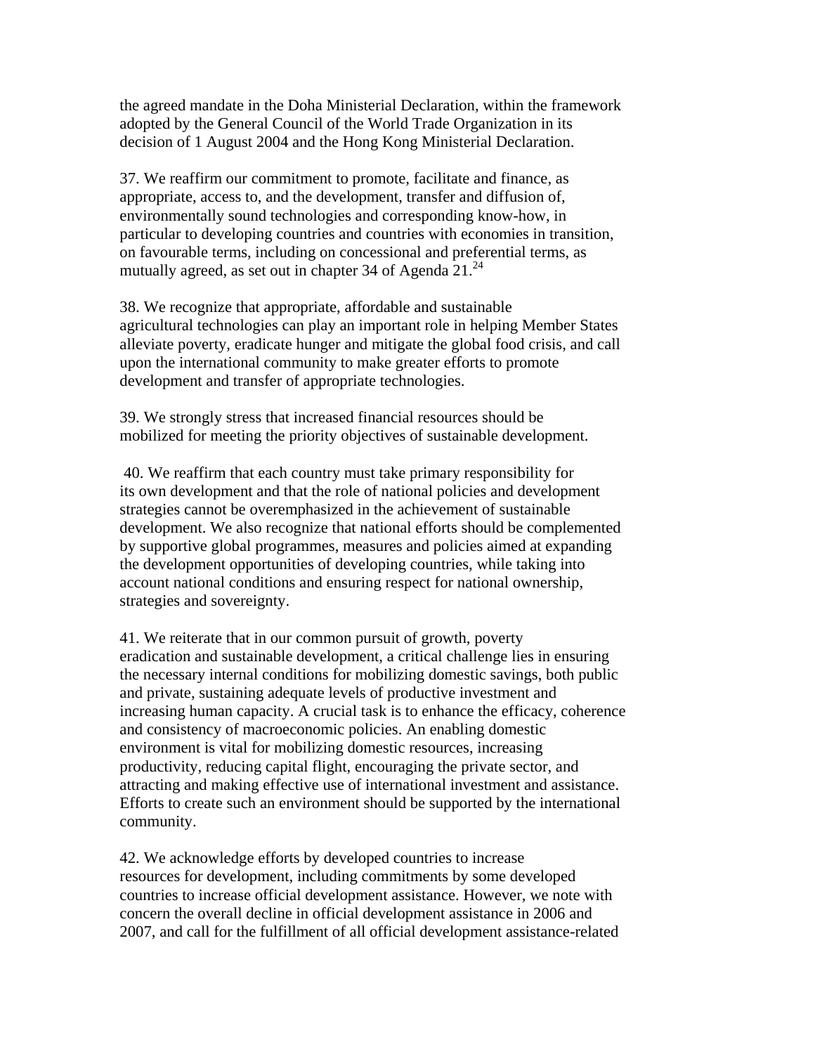the agreed mandate in the Doha Ministerial Declaration, within the framework adopted by the General Council of the World Trade Organization in its decision of 1 August 2004 and the Hong Kong Ministerial Declaration.

37. We reaffirm our commitment to promote, facilitate and finance, as appropriate, access to, and the development, transfer and diffusion of, environmentally sound technologies and corresponding know-how, in particular to developing countries and countries with economies in transition, on favourable terms, including on concessional and preferential terms, as mutually agreed, as set out in chapter 34 of Agenda 21.[24]

38. We recognize that appropriate, affordable and sustainable agricultural technologies can play an important role in helping Member States alleviate poverty, eradicate hunger and mitigate the global food crisis, and call upon the international community to make greater efforts to promote development and transfer of appropriate technologies.

39. We strongly stress that increased financial resources should be mobilized for meeting the priority objectives of sustainable development.

40. We reaffirm that each country must take primary responsibility for its own development and that the role of national policies and development strategies cannot be overemphasized in the achievement of sustainable development. We also recognize that national efforts should be complemented by supportive global programmes, measures and policies aimed at expanding the development opportunities of developing countries, while taking into account national conditions and ensuring respect for national ownership, strategies and sovereignty.

41. We reiterate that in our common pursuit of growth, poverty eradication and sustainable development, a critical challenge lies in ensuring the necessary internal conditions for mobilizing domestic savings, both public and private, sustaining adequate levels of productive investment and increasing human capacity. A crucial task is to enhance the efficacy, coherence and consistency of macroeconomic policies. An enabling domestic environment is vital for mobilizing domestic resources, increasing productivity, reducing capital flight, encouraging the private sector, and attracting and making effective use of international investment and assistance. Efforts to create such an environment should be supported by the international community.

42. We acknowledge efforts by developed countries to increase resources for development, including commitments by some developed countries to increase official development assistance. However, we note with concern the overall decline in official development assistance in 2006 and 2007, and call for the fulfillment of all official development assistance-related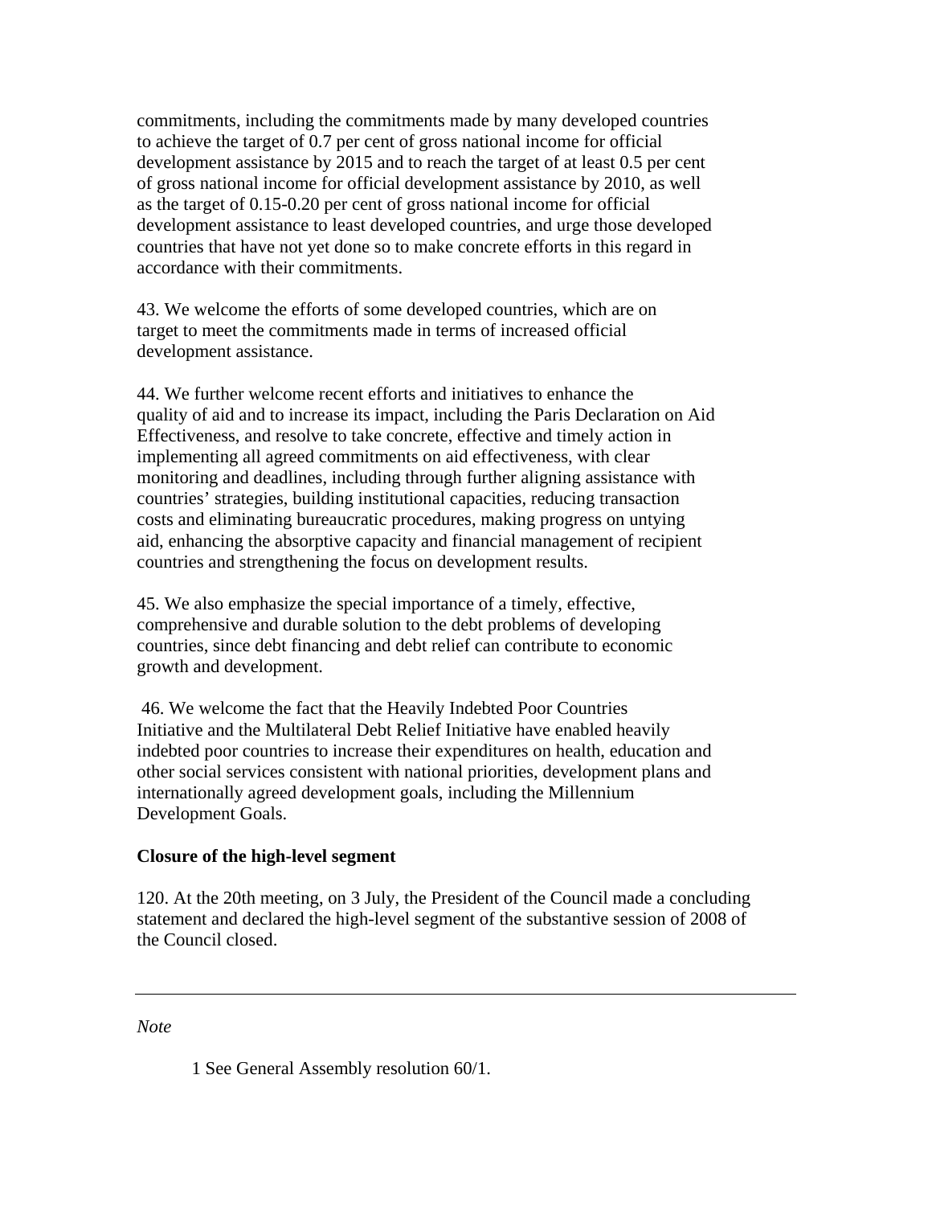commitments, including the commitments made by many developed countries to achieve the target of 0.7 per cent of gross national income for official development assistance by 2015 and to reach the target of at least 0.5 per cent of gross national income for official development assistance by 2010, as well as the target of 0.15-0.20 per cent of gross national income for official development assistance to least developed countries, and urge those developed countries that have not yet done so to make concrete efforts in this regard in accordance with their commitments.

43. We welcome the efforts of some developed countries, which are on target to meet the commitments made in terms of increased official development assistance.

44. We further welcome recent efforts and initiatives to enhance the quality of aid and to increase its impact, including the Paris Declaration on Aid Effectiveness, and resolve to take concrete, effective and timely action in implementing all agreed commitments on aid effectiveness, with clear monitoring and deadlines, including through further aligning assistance with countries' strategies, building institutional capacities, reducing transaction costs and eliminating bureaucratic procedures, making progress on untying aid, enhancing the absorptive capacity and financial management of recipient countries and strengthening the focus on development results.

45. We also emphasize the special importance of a timely, effective, comprehensive and durable solution to the debt problems of developing countries, since debt financing and debt relief can contribute to economic growth and development.

46. We welcome the fact that the Heavily Indebted Poor Countries Initiative and the Multilateral Debt Relief Initiative have enabled heavily indebted poor countries to increase their expenditures on health, education and other social services consistent with national priorities, development plans and internationally agreed development goals, including the Millennium Development Goals.

**Closure of the high-level segment**

120. At the 20th meeting, on 3 July, the President of the Council made a concluding statement and declared the high-level segment of the substantive session of 2008 of the Council closed.

---

*Note*

1 See General Assembly resolution 60/1.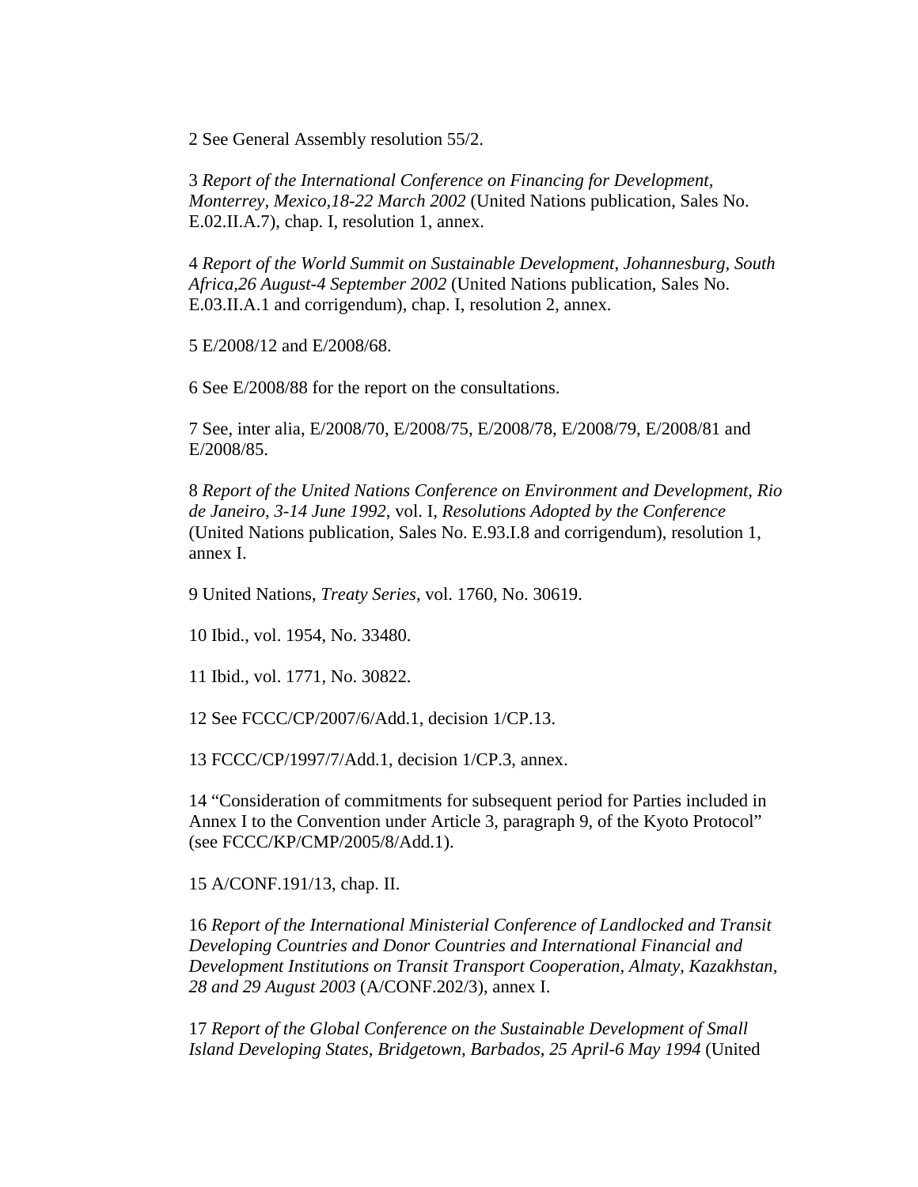2 See General Assembly resolution 55/2.

3 *Report of the International Conference on Financing for Development, Monterrey, Mexico,18-22 March 2002* (United Nations publication, Sales No. E.02.II.A.7), chap. I, resolution 1, annex.

4 *Report of the World Summit on Sustainable Development, Johannesburg, South Africa,26 August-4 September 2002* (United Nations publication, Sales No. E.03.II.A.1 and corrigendum), chap. I, resolution 2, annex.

5 E/2008/12 and E/2008/68.

6 See E/2008/88 for the report on the consultations.

7 See, inter alia, E/2008/70, E/2008/75, E/2008/78, E/2008/79, E/2008/81 and E/2008/85.

8 *Report of the United Nations Conference on Environment and Development, Rio de Janeiro, 3-14 June 1992*, vol. I, *Resolutions Adopted by the Conference* (United Nations publication, Sales No. E.93.I.8 and corrigendum), resolution 1, annex I.

9 United Nations, *Treaty Series*, vol. 1760, No. 30619.

10 Ibid., vol. 1954, No. 33480.

11 Ibid., vol. 1771, No. 30822.

12 See FCCC/CP/2007/6/Add.1, decision 1/CP.13.

13 FCCC/CP/1997/7/Add.1, decision 1/CP.3, annex.

14 "Consideration of commitments for subsequent period for Parties included in Annex I to the Convention under Article 3, paragraph 9, of the Kyoto Protocol" (see FCCC/KP/CMP/2005/8/Add.1).

15 A/CONF.191/13, chap. II.

16 *Report of the International Ministerial Conference of Landlocked and Transit Developing Countries and Donor Countries and International Financial and Development Institutions on Transit Transport Cooperation, Almaty, Kazakhstan, 28 and 29 August 2003* (A/CONF.202/3), annex I.

17 *Report of the Global Conference on the Sustainable Development of Small Island Developing States, Bridgetown, Barbados, 25 April-6 May 1994* (United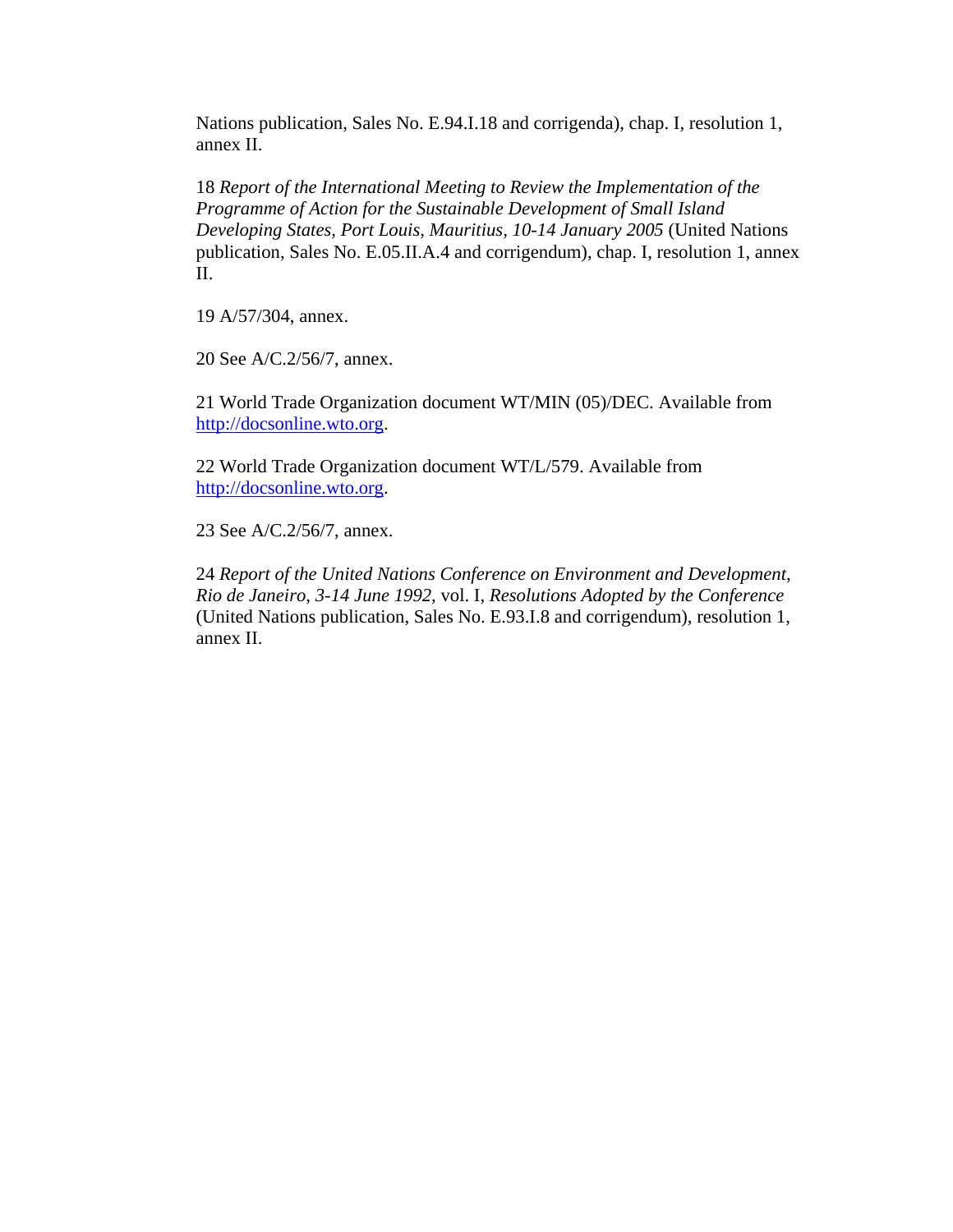Nations publication, Sales No. E.94.I.18 and corrigenda), chap. I, resolution 1, annex II.

18 *Report of the International Meeting to Review the Implementation of the Programme of Action for the Sustainable Development of Small Island Developing States, Port Louis, Mauritius, 10-14 January 2005* (United Nations publication, Sales No. E.05.II.A.4 and corrigendum), chap. I, resolution 1, annex II.

19 A/57/304, annex.

20 See A/C.2/56/7, annex.

21 World Trade Organization document WT/MIN (05)/DEC. Available from [http://docsonline.wto.org](http://docsonline.wto.org).

22 World Trade Organization document WT/L/579. Available from [http://docsonline.wto.org](http://docsonline.wto.org).

23 See A/C.2/56/7, annex.

24 *Report of the United Nations Conference on Environment and Development, Rio de Janeiro, 3-14 June 1992*, vol. I, *Resolutions Adopted by the Conference* (United Nations publication, Sales No. E.93.I.8 and corrigendum), resolution 1, annex II.